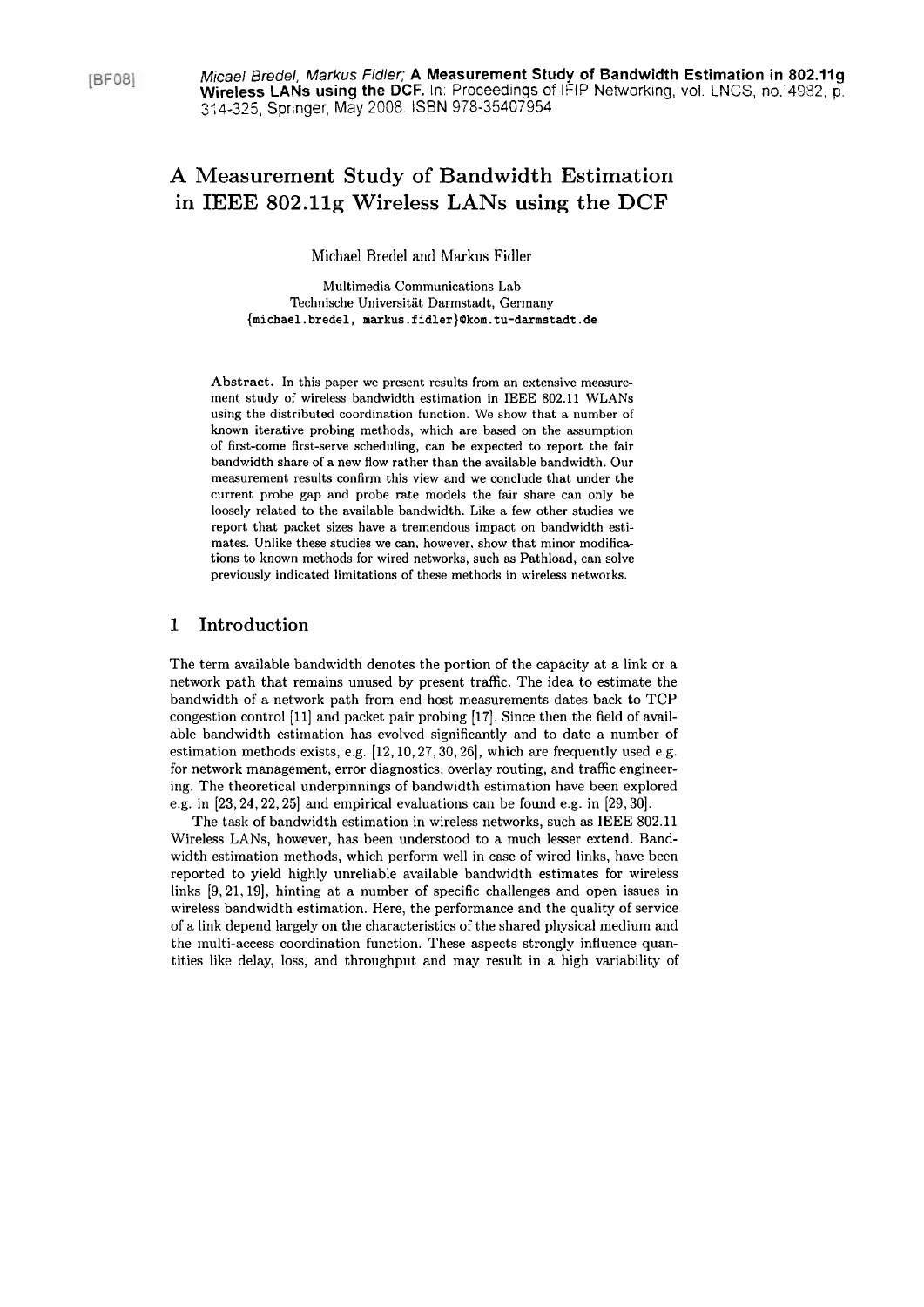[BF08] *Micael Bredel, Markus Fidler;* **A Measurement Study of Bandwidth Estimation in 802.11g Wireless LANs using the DCF.** In: Proceedings of IFIP Networking, vol. LNCS, no. 4982, p. 314-325, Springer, May 2008. ISBN 978-35407954

# A Measurement Study of Bandwidth Estimation in IEEE 802.11g Wireless LANs using the DCF

Michael Bredel and Markus Fidler

Multimedia Communications Lab
Technische Universität Darmstadt, Germany
{michael.bredel, markus.fidler}@kom.tu-darmstadt.de

**Abstract.** In this paper we present results from an extensive measurement study of wireless bandwidth estimation in IEEE 802.11 WLANs using the distributed coordination function. We show that a number of known iterative probing methods, which are based on the assumption of first-come first-serve scheduling, can be expected to report the fair bandwidth share of a new flow rather than the available bandwidth. Our measurement results confirm this view and we conclude that under the current probe gap and probe rate models the fair share can only be loosely related to the available bandwidth. Like a few other studies we report that packet sizes have a tremendous impact on bandwidth estimates. Unlike these studies we can, however, show that minor modifications to known methods for wired networks, such as Pathload, can solve previously indicated limitations of these methods in wireless networks.

## 1 Introduction

The term available bandwidth denotes the portion of the capacity at a link or a network path that remains unused by present traffic. The idea to estimate the bandwidth of a network path from end-host measurements dates back to TCP congestion control [11] and packet pair probing [17]. Since then the field of available bandwidth estimation has evolved significantly and to date a number of estimation methods exists, e.g. [12, 10, 27, 30, 26], which are frequently used e.g. for network management, error diagnostics, overlay routing, and traffic engineering. The theoretical underpinnings of bandwidth estimation have been explored e.g. in [23, 24, 22, 25] and empirical evaluations can be found e.g. in [29, 30].

The task of bandwidth estimation in wireless networks, such as IEEE 802.11 Wireless LANs, however, has been understood to a much lesser extend. Bandwidth estimation methods, which perform well in case of wired links, have been reported to yield highly unreliable available bandwidth estimates for wireless links [9, 21, 19], hinting at a number of specific challenges and open issues in wireless bandwidth estimation. Here, the performance and the quality of service of a link depend largely on the characteristics of the shared physical medium and the multi-access coordination function. These aspects strongly influence quantities like delay, loss, and throughput and may result in a high variability of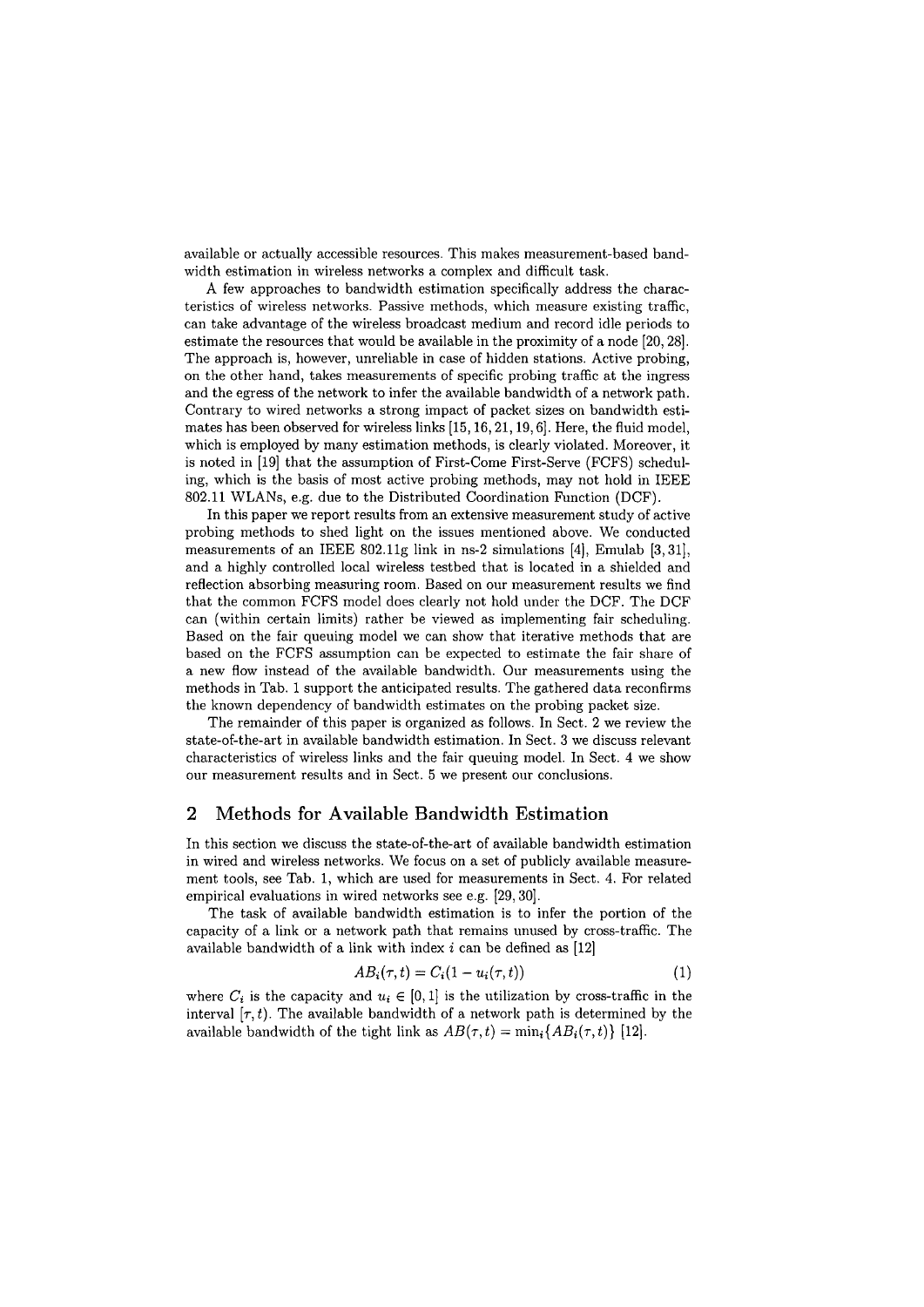available or actually accessible resources. This makes measurement-based bandwidth estimation in wireless networks a complex and difficult task.

A few approaches to bandwidth estimation specifically address the characteristics of wireless networks. Passive methods, which measure existing traffic, can take advantage of the wireless broadcast medium and record idle periods to estimate the resources that would be available in the proximity of a node [20, 28]. The approach is, however, unreliable in case of hidden stations. Active probing, on the other hand, takes measurements of specific probing traffic at the ingress and the egress of the network to infer the available bandwidth of a network path. Contrary to wired networks a strong impact of packet sizes on bandwidth estimates has been observed for wireless links [15, 16, 21, 19, 6]. Here, the fluid model, which is employed by many estimation methods, is clearly violated. Moreover, it is noted in [19] that the assumption of First-Come First-Serve (FCFS) scheduling, which is the basis of most active probing methods, may not hold in IEEE 802.11 WLANs, e.g. due to the Distributed Coordination Function (DCF).

In this paper we report results from an extensive measurement study of active probing methods to shed light on the issues mentioned above. We conducted measurements of an IEEE 802.11g link in ns-2 simulations [4], Emulab [3, 31], and a highly controlled local wireless testbed that is located in a shielded and reflection absorbing measuring room. Based on our measurement results we find that the common FCFS model does clearly not hold under the DCF. The DCF can (within certain limits) rather be viewed as implementing fair scheduling. Based on the fair queuing model we can show that iterative methods that are based on the FCFS assumption can be expected to estimate the fair share of a new flow instead of the available bandwidth. Our measurements using the methods in Tab. 1 support the anticipated results. The gathered data reconfirms the known dependency of bandwidth estimates on the probing packet size.

The remainder of this paper is organized as follows. In Sect. 2 we review the state-of-the-art in available bandwidth estimation. In Sect. 3 we discuss relevant characteristics of wireless links and the fair queuing model. In Sect. 4 we show our measurement results and in Sect. 5 we present our conclusions.

## 2 Methods for Available Bandwidth Estimation

In this section we discuss the state-of-the-art of available bandwidth estimation in wired and wireless networks. We focus on a set of publicly available measurement tools, see Tab. 1, which are used for measurements in Sect. 4. For related empirical evaluations in wired networks see e.g. [29, 30].

The task of available bandwidth estimation is to infer the portion of the capacity of a link or a network path that remains unused by cross-traffic. The available bandwidth of a link with index $i$ can be defined as [12]

$$AB_i(\tau, t) = C_i(1 - u_i(\tau, t)) \tag{1}$$

where $C_i$ is the capacity and $u_i \in [0, 1]$ is the utilization by cross-traffic in the interval $[\tau, t)$. The available bandwidth of a network path is determined by the available bandwidth of the tight link as $AB(\tau, t) = \min_i\{AB_i(\tau, t)\}$ [12].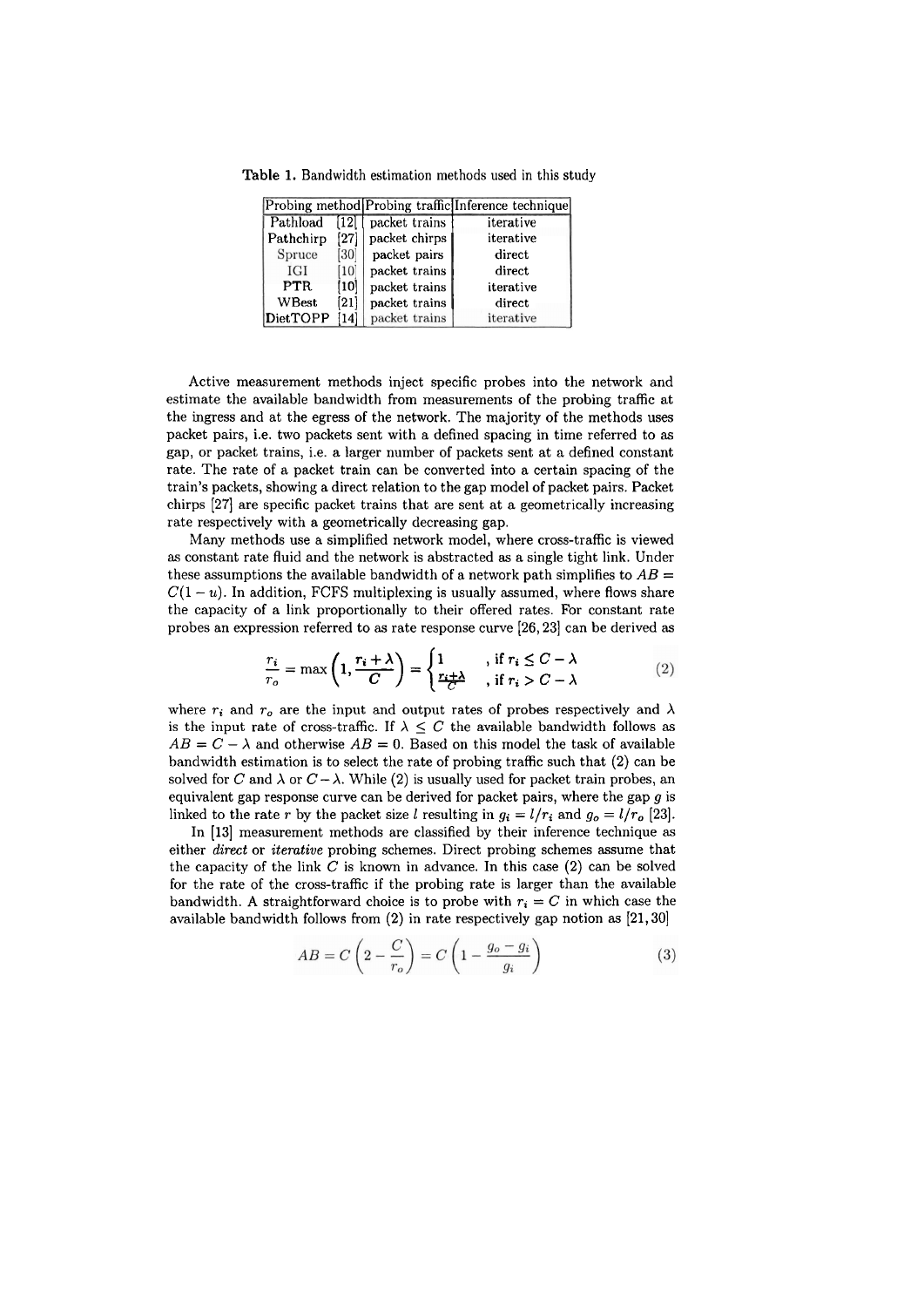Table 1. Bandwidth estimation methods used in this study

| Probing method | Probing traffic | Inference technique |
| --- | --- | --- |
| Pathload [12] | packet trains | iterative |
| Pathchirp [27] | packet chirps | iterative |
| Spruce [30] | packet pairs | direct |
| IGI [10] | packet trains | direct |
| PTR [10] | packet trains | iterative |
| WBest [21] | packet trains | direct |
| DietTOPP [14] | packet trains | iterative |

Active measurement methods inject specific probes into the network and estimate the available bandwidth from measurements of the probing traffic at the ingress and at the egress of the network. The majority of the methods uses packet pairs, i.e. two packets sent with a defined spacing in time referred to as gap, or packet trains, i.e. a larger number of packets sent at a defined constant rate. The rate of a packet train can be converted into a certain spacing of the train's packets, showing a direct relation to the gap model of packet pairs. Packet chirps [27] are specific packet trains that are sent at a geometrically increasing rate respectively with a geometrically decreasing gap.

Many methods use a simplified network model, where cross-traffic is viewed as constant rate fluid and the network is abstracted as a single tight link. Under these assumptions the available bandwidth of a network path simplifies to $AB = C(1-u)$. In addition, FCFS multiplexing is usually assumed, where flows share the capacity of a link proportionally to their offered rates. For constant rate probes an expression referred to as rate response curve [26, 23] can be derived as

$$\frac{r_i}{r_o} = \max\left(1, \frac{r_i + \lambda}{C}\right) = \begin{cases} 1 & , \text{if } r_i \leq C - \lambda \\ \frac{r_i + \lambda}{C} & , \text{if } r_i > C - \lambda \end{cases} \tag{2}$$

where $r_i$ and $r_o$ are the input and output rates of probes respectively and $\lambda$ is the input rate of cross-traffic. If $\lambda \leq C$ the available bandwidth follows as $AB = C - \lambda$ and otherwise $AB = 0$. Based on this model the task of available bandwidth estimation is to select the rate of probing traffic such that (2) can be solved for $C$ and $\lambda$ or $C - \lambda$. While (2) is usually used for packet train probes, an equivalent gap response curve can be derived for packet pairs, where the gap $g$ is linked to the rate $r$ by the packet size $l$ resulting in $g_i = l/r_i$ and $g_o = l/r_o$ [23].

In [13] measurement methods are classified by their inference technique as either *direct* or *iterative* probing schemes. Direct probing schemes assume that the capacity of the link $C$ is known in advance. In this case (2) can be solved for the rate of the cross-traffic if the probing rate is larger than the available bandwidth. A straightforward choice is to probe with $r_i = C$ in which case the available bandwidth follows from (2) in rate respectively gap notion as [21, 30]

$$AB = C\left(2 - \frac{C}{r_o}\right) = C\left(1 - \frac{g_o - g_i}{g_i}\right) \tag{3}$$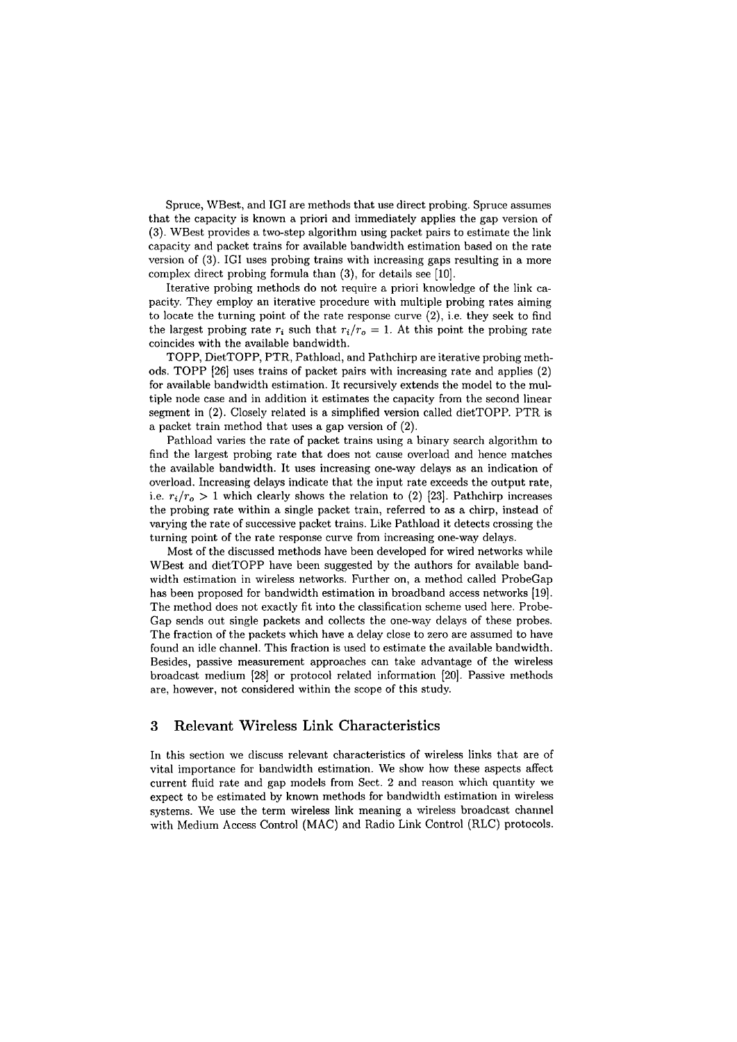Spruce, WBest, and IGI are methods that use direct probing. Spruce assumes that the capacity is known a priori and immediately applies the gap version of (3). WBest provides a two-step algorithm using packet pairs to estimate the link capacity and packet trains for available bandwidth estimation based on the rate version of (3). IGI uses probing trains with increasing gaps resulting in a more complex direct probing formula than (3), for details see [10].

Iterative probing methods do not require a priori knowledge of the link capacity. They employ an iterative procedure with multiple probing rates aiming to locate the turning point of the rate response curve (2), i.e. they seek to find the largest probing rate $r_i$ such that $r_i/r_o = 1$. At this point the probing rate coincides with the available bandwidth.

TOPP, DietTOPP, PTR, Pathload, and Pathchirp are iterative probing methods. TOPP [26] uses trains of packet pairs with increasing rate and applies (2) for available bandwidth estimation. It recursively extends the model to the multiple node case and in addition it estimates the capacity from the second linear segment in (2). Closely related is a simplified version called dietTOPP. PTR is a packet train method that uses a gap version of (2).

Pathload varies the rate of packet trains using a binary search algorithm to find the largest probing rate that does not cause overload and hence matches the available bandwidth. It uses increasing one-way delays as an indication of overload. Increasing delays indicate that the input rate exceeds the output rate, i.e. $r_i/r_o > 1$ which clearly shows the relation to (2) [23]. Pathchirp increases the probing rate within a single packet train, referred to as a chirp, instead of varying the rate of successive packet trains. Like Pathload it detects crossing the turning point of the rate response curve from increasing one-way delays.

Most of the discussed methods have been developed for wired networks while WBest and dietTOPP have been suggested by the authors for available bandwidth estimation in wireless networks. Further on, a method called ProbeGap has been proposed for bandwidth estimation in broadband access networks [19]. The method does not exactly fit into the classification scheme used here. ProbeGap sends out single packets and collects the one-way delays of these probes. The fraction of the packets which have a delay close to zero are assumed to have found an idle channel. This fraction is used to estimate the available bandwidth. Besides, passive measurement approaches can take advantage of the wireless broadcast medium [28] or protocol related information [20]. Passive methods are, however, not considered within the scope of this study.

## 3 Relevant Wireless Link Characteristics

In this section we discuss relevant characteristics of wireless links that are of vital importance for bandwidth estimation. We show how these aspects affect current fluid rate and gap models from Sect. 2 and reason which quantity we expect to be estimated by known methods for bandwidth estimation in wireless systems. We use the term wireless link meaning a wireless broadcast channel with Medium Access Control (MAC) and Radio Link Control (RLC) protocols.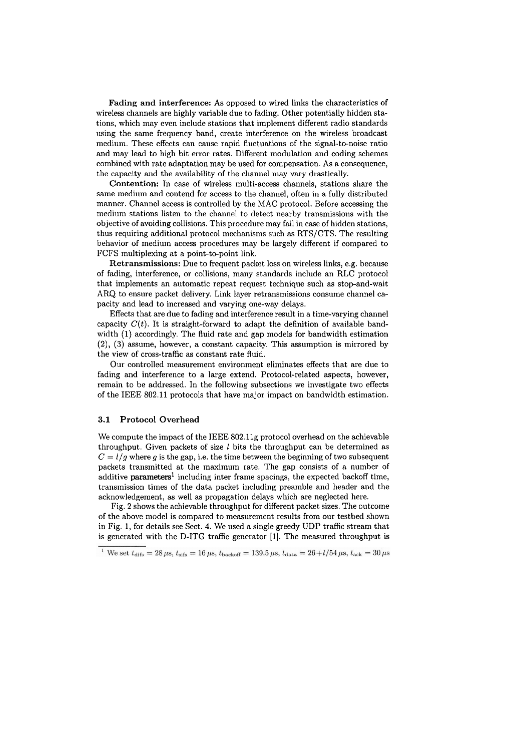**Fading and interference:** As opposed to wired links the characteristics of wireless channels are highly variable due to fading. Other potentially hidden stations, which may even include stations that implement different radio standards using the same frequency band, create interference on the wireless broadcast medium. These effects can cause rapid fluctuations of the signal-to-noise ratio and may lead to high bit error rates. Different modulation and coding schemes combined with rate adaptation may be used for compensation. As a consequence, the capacity and the availability of the channel may vary drastically.

**Contention:** In case of wireless multi-access channels, stations share the same medium and contend for access to the channel, often in a fully distributed manner. Channel access is controlled by the MAC protocol. Before accessing the medium stations listen to the channel to detect nearby transmissions with the objective of avoiding collisions. This procedure may fail in case of hidden stations, thus requiring additional protocol mechanisms such as RTS/CTS. The resulting behavior of medium access procedures may be largely different if compared to FCFS multiplexing at a point-to-point link.

**Retransmissions:** Due to frequent packet loss on wireless links, e.g. because of fading, interference, or collisions, many standards include an RLC protocol that implements an automatic repeat request technique such as stop-and-wait ARQ to ensure packet delivery. Link layer retransmissions consume channel capacity and lead to increased and varying one-way delays.

Effects that are due to fading and interference result in a time-varying channel capacity $C(t)$. It is straight-forward to adapt the definition of available bandwidth (1) accordingly. The fluid rate and gap models for bandwidth estimation (2), (3) assume, however, a constant capacity. This assumption is mirrored by the view of cross-traffic as constant rate fluid.

Our controlled measurement environment eliminates effects that are due to fading and interference to a large extend. Protocol-related aspects, however, remain to be addressed. In the following subsections we investigate two effects of the IEEE 802.11 protocols that have major impact on bandwidth estimation.

### 3.1 Protocol Overhead

We compute the impact of the IEEE 802.11g protocol overhead on the achievable throughput. Given packets of size $l$ bits the throughput can be determined as $C = l/g$ where $g$ is the gap, i.e. the time between the beginning of two subsequent packets transmitted at the maximum rate. The gap consists of a number of additive parameters[1] including inter frame spacings, the expected backoff time, transmission times of the data packet including preamble and header and the acknowledgement, as well as propagation delays which are neglected here.

Fig. 2 shows the achievable throughput for different packet sizes. The outcome of the above model is compared to measurement results from our testbed shown in Fig. 1, for details see Sect. 4. We used a single greedy UDP traffic stream that is generated with the D-ITG traffic generator [1]. The measured throughput is

[1] We set $t_{\text{difs}} = 28\,\mu\text{s}$, $t_{\text{sifs}} = 16\,\mu\text{s}$, $t_{\text{backoff}} = 139.5\,\mu\text{s}$, $t_{\text{data}} = 26 + l/54\,\mu\text{s}$, $t_{\text{ack}} = 30\,\mu\text{s}$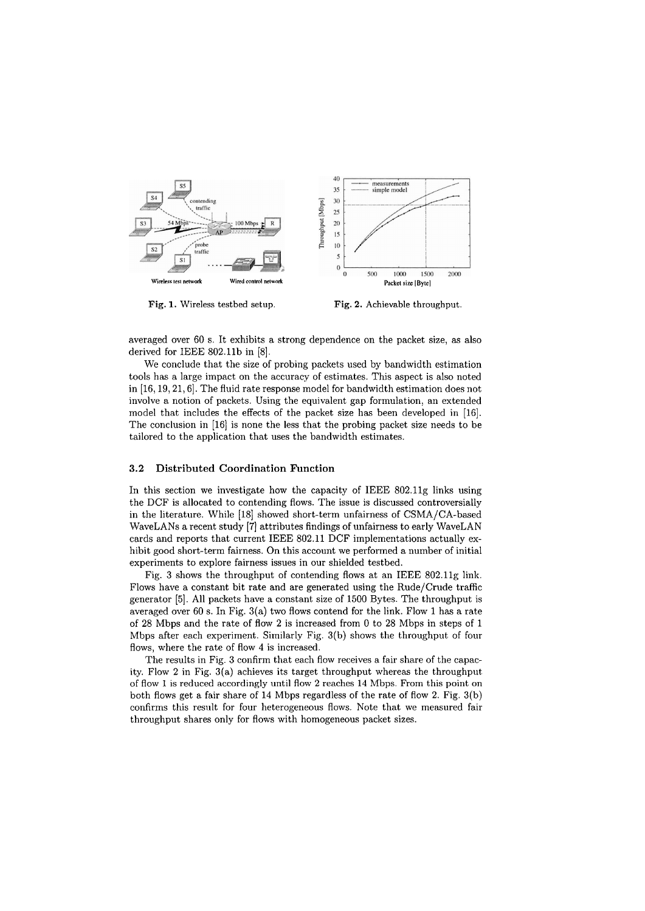Fig. 1. Wireless testbed setup.

Fig. 2. Achievable throughput.

averaged over 60 s. It exhibits a strong dependence on the packet size, as also derived for IEEE 802.11b in [8].

We conclude that the size of probing packets used by bandwidth estimation tools has a large impact on the accuracy of estimates. This aspect is also noted in [16, 19, 21, 6]. The fluid rate response model for bandwidth estimation does not involve a notion of packets. Using the equivalent gap formulation, an extended model that includes the effects of the packet size has been developed in [16]. The conclusion in [16] is none the less that the probing packet size needs to be tailored to the application that uses the bandwidth estimates.

### 3.2 Distributed Coordination Function

In this section we investigate how the capacity of IEEE 802.11g links using the DCF is allocated to contending flows. The issue is discussed controversially in the literature. While [18] showed short-term unfairness of CSMA/CA-based WaveLANs a recent study [7] attributes findings of unfairness to early WaveLAN cards and reports that current IEEE 802.11 DCF implementations actually exhibit good short-term fairness. On this account we performed a number of initial experiments to explore fairness issues in our shielded testbed.

Fig. 3 shows the throughput of contending flows at an IEEE 802.11g link. Flows have a constant bit rate and are generated using the Rude/Crude traffic generator [5]. All packets have a constant size of 1500 Bytes. The throughput is averaged over 60 s. In Fig. 3(a) two flows contend for the link. Flow 1 has a rate of 28 Mbps and the rate of flow 2 is increased from 0 to 28 Mbps in steps of 1 Mbps after each experiment. Similarly Fig. 3(b) shows the throughput of four flows, where the rate of flow 4 is increased.

The results in Fig. 3 confirm that each flow receives a fair share of the capacity. Flow 2 in Fig. 3(a) achieves its target throughput whereas the throughput of flow 1 is reduced accordingly until flow 2 reaches 14 Mbps. From this point on both flows get a fair share of 14 Mbps regardless of the rate of flow 2. Fig. 3(b) confirms this result for four heterogeneous flows. Note that we measured fair throughput shares only for flows with homogeneous packet sizes.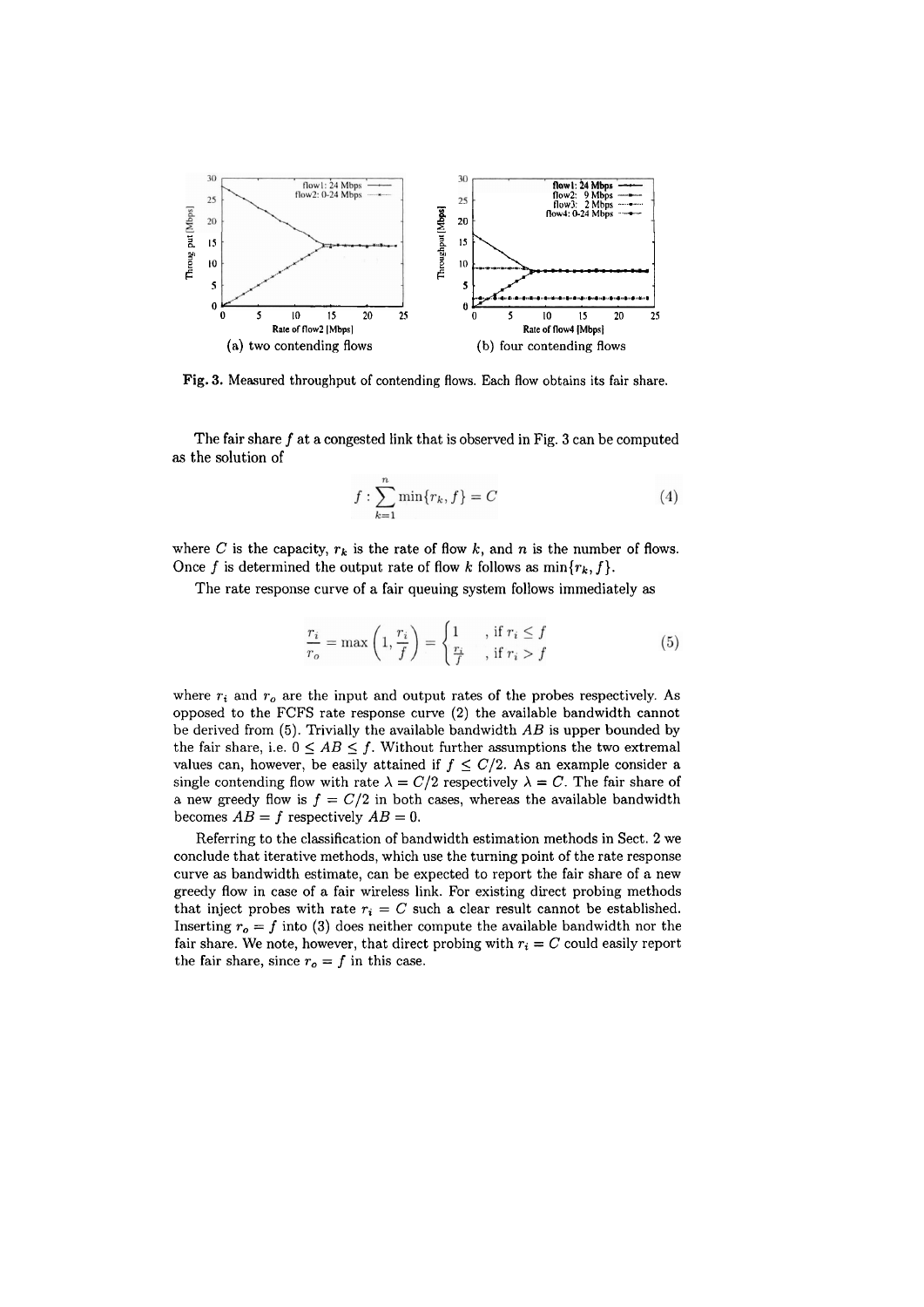(a) two contending flows

(b) four contending flows

**Fig. 3.** Measured throughput of contending flows. Each flow obtains its fair share.

The fair share $f$ at a congested link that is observed in Fig. 3 can be computed as the solution of

$$f : \sum_{k=1}^{n} \min\{r_k, f\} = C \tag{4}$$

where $C$ is the capacity, $r_k$ is the rate of flow $k$, and $n$ is the number of flows. Once $f$ is determined the output rate of flow $k$ follows as $\min\{r_k, f\}$.

The rate response curve of a fair queuing system follows immediately as

$$\frac{r_i}{r_o} = \max\left(1, \frac{r_i}{f}\right) = \begin{cases} 1 & , \text{if } r_i \leq f \\ \frac{r_i}{f} & , \text{if } r_i > f \end{cases} \tag{5}$$

where $r_i$ and $r_o$ are the input and output rates of the probes respectively. As opposed to the FCFS rate response curve (2) the available bandwidth cannot be derived from (5). Trivially the available bandwidth $AB$ is upper bounded by the fair share, i.e. $0 \leq AB \leq f$. Without further assumptions the two extremal values can, however, be easily attained if $f \leq C/2$. As an example consider a single contending flow with rate $\lambda = C/2$ respectively $\lambda = C$. The fair share of a new greedy flow is $f = C/2$ in both cases, whereas the available bandwidth becomes $AB = f$ respectively $AB = 0$.

Referring to the classification of bandwidth estimation methods in Sect. 2 we conclude that iterative methods, which use the turning point of the rate response curve as bandwidth estimate, can be expected to report the fair share of a new greedy flow in case of a fair wireless link. For existing direct probing methods that inject probes with rate $r_i = C$ such a clear result cannot be established. Inserting $r_o = f$ into (3) does neither compute the available bandwidth nor the fair share. We note, however, that direct probing with $r_i = C$ could easily report the fair share, since $r_o = f$ in this case.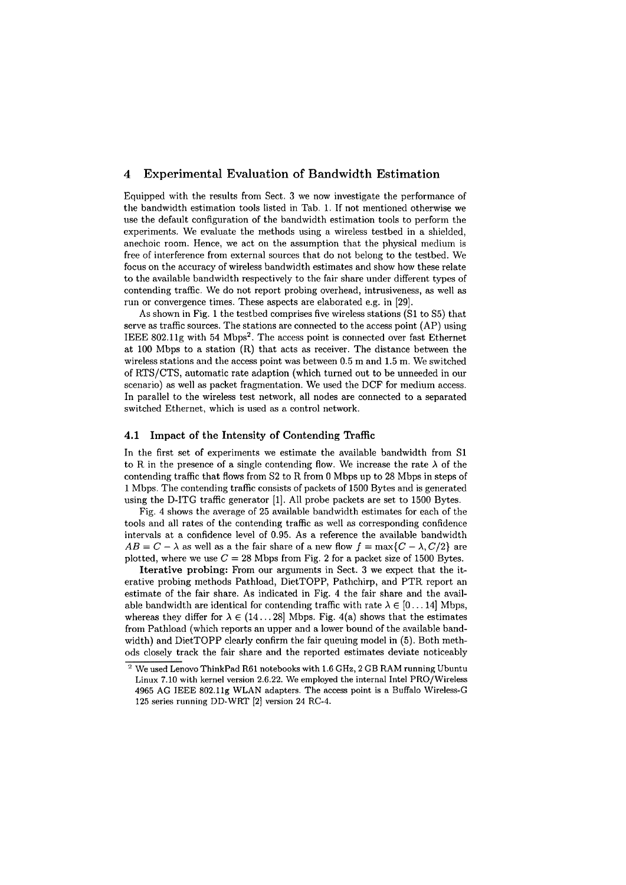## 4 Experimental Evaluation of Bandwidth Estimation

Equipped with the results from Sect. 3 we now investigate the performance of the bandwidth estimation tools listed in Tab. 1. If not mentioned otherwise we use the default configuration of the bandwidth estimation tools to perform the experiments. We evaluate the methods using a wireless testbed in a shielded, anechoic room. Hence, we act on the assumption that the physical medium is free of interference from external sources that do not belong to the testbed. We focus on the accuracy of wireless bandwidth estimates and show how these relate to the available bandwidth respectively to the fair share under different types of contending traffic. We do not report probing overhead, intrusiveness, as well as run or convergence times. These aspects are elaborated e.g. in [29].

As shown in Fig. 1 the testbed comprises five wireless stations (S1 to S5) that serve as traffic sources. The stations are connected to the access point (AP) using IEEE 802.11g with 54 Mbps[2]. The access point is connected over fast Ethernet at 100 Mbps to a station (R) that acts as receiver. The distance between the wireless stations and the access point was between 0.5 m and 1.5 m. We switched of RTS/CTS, automatic rate adaption (which turned out to be unneeded in our scenario) as well as packet fragmentation. We used the DCF for medium access. In parallel to the wireless test network, all nodes are connected to a separated switched Ethernet, which is used as a control network.

### 4.1 Impact of the Intensity of Contending Traffic

In the first set of experiments we estimate the available bandwidth from S1 to R in the presence of a single contending flow. We increase the rate $\lambda$ of the contending traffic that flows from S2 to R from 0 Mbps up to 28 Mbps in steps of 1 Mbps. The contending traffic consists of packets of 1500 Bytes and is generated using the D-ITG traffic generator [1]. All probe packets are set to 1500 Bytes.

Fig. 4 shows the average of 25 available bandwidth estimates for each of the tools and all rates of the contending traffic as well as corresponding confidence intervals at a confidence level of 0.95. As a reference the available bandwidth $AB = C - \lambda$ as well as a the fair share of a new flow $f = \max\{C - \lambda, C/2\}$ are plotted, where we use $C = 28$ Mbps from Fig. 2 for a packet size of 1500 Bytes.

**Iterative probing:** From our arguments in Sect. 3 we expect that the iterative probing methods Pathload, DietTOPP, Pathchirp, and PTR report an estimate of the fair share. As indicated in Fig. 4 the fair share and the available bandwidth are identical for contending traffic with rate $\lambda \in [0 \ldots 14]$ Mbps, whereas they differ for $\lambda \in (14 \ldots 28]$ Mbps. Fig. 4(a) shows that the estimates from Pathload (which reports an upper and a lower bound of the available bandwidth) and DietTOPP clearly confirm the fair queuing model in (5). Both methods closely track the fair share and the reported estimates deviate noticeably

[2] We used Lenovo ThinkPad R61 notebooks with 1.6 GHz, 2 GB RAM running Ubuntu Linux 7.10 with kernel version 2.6.22. We employed the internal Intel PRO/Wireless 4965 AG IEEE 802.11g WLAN adapters. The access point is a Buffalo Wireless-G 125 series running DD-WRT [2] version 24 RC-4.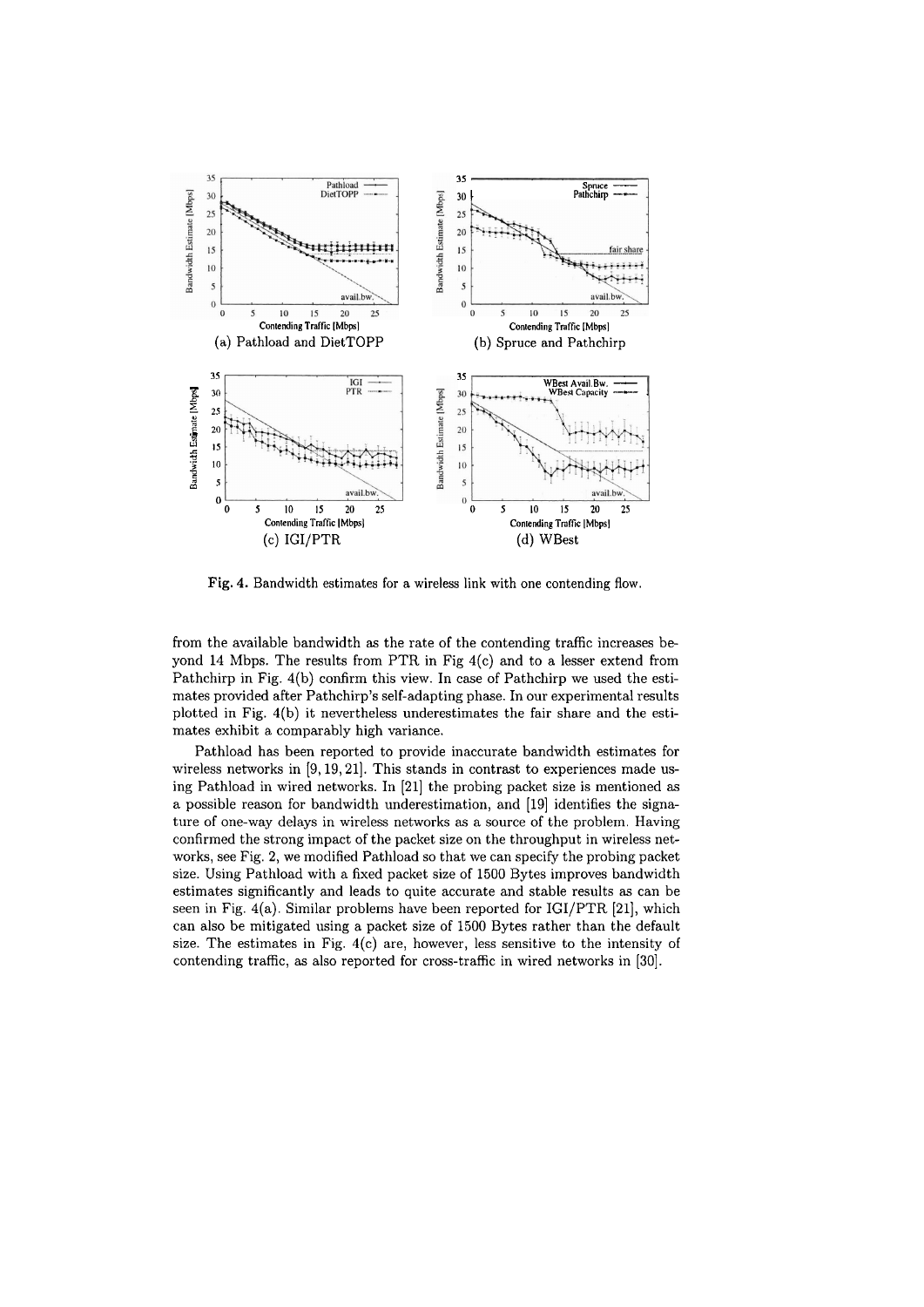(a) Pathload and DietTOPP

(b) Spruce and Pathchirp

(c) IGI/PTR

(d) WBest

**Fig. 4.** Bandwidth estimates for a wireless link with one contending flow.

from the available bandwidth as the rate of the contending traffic increases beyond 14 Mbps. The results from PTR in Fig 4(c) and to a lesser extend from Pathchirp in Fig. 4(b) confirm this view. In case of Pathchirp we used the estimates provided after Pathchirp's self-adapting phase. In our experimental results plotted in Fig. 4(b) it nevertheless underestimates the fair share and the estimates exhibit a comparably high variance.

Pathload has been reported to provide inaccurate bandwidth estimates for wireless networks in [9, 19, 21]. This stands in contrast to experiences made using Pathload in wired networks. In [21] the probing packet size is mentioned as a possible reason for bandwidth underestimation, and [19] identifies the signature of one-way delays in wireless networks as a source of the problem. Having confirmed the strong impact of the packet size on the throughput in wireless networks, see Fig. 2, we modified Pathload so that we can specify the probing packet size. Using Pathload with a fixed packet size of 1500 Bytes improves bandwidth estimates significantly and leads to quite accurate and stable results as can be seen in Fig. 4(a). Similar problems have been reported for IGI/PTR [21], which can also be mitigated using a packet size of 1500 Bytes rather than the default size. The estimates in Fig. 4(c) are, however, less sensitive to the intensity of contending traffic, as also reported for cross-traffic in wired networks in [30].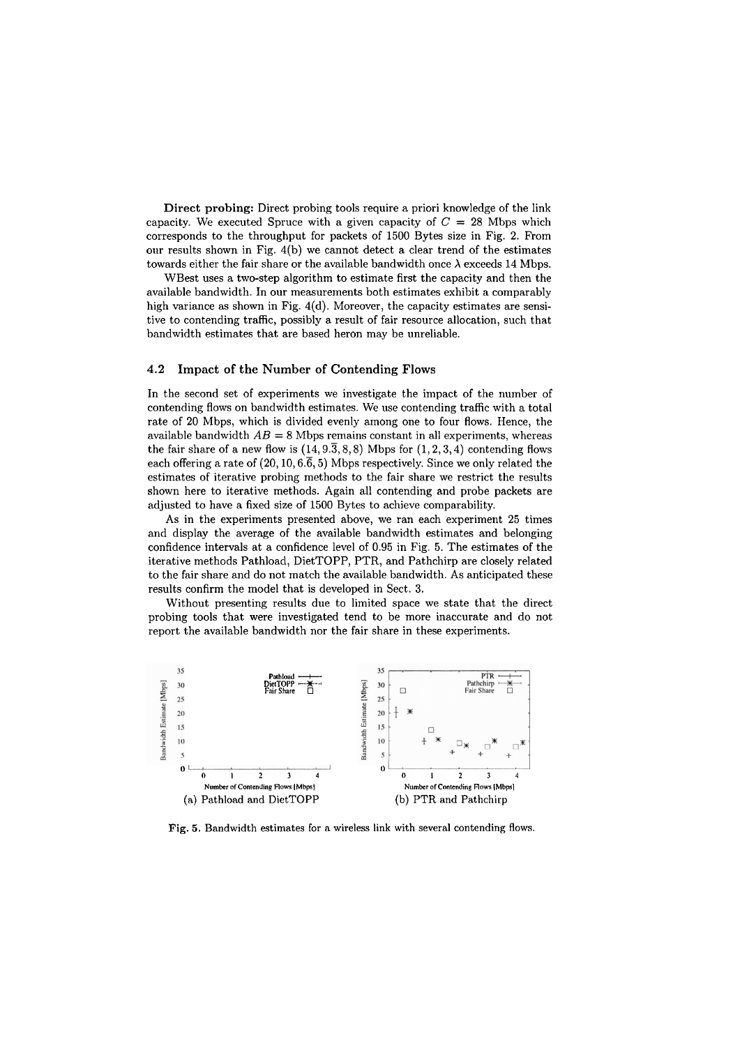**Direct probing:** Direct probing tools require a priori knowledge of the link capacity. We executed Spruce with a given capacity of $C = 28$ Mbps which corresponds to the throughput for packets of 1500 Bytes size in Fig. 2. From our results shown in Fig. 4(b) we cannot detect a clear trend of the estimates towards either the fair share or the available bandwidth once $\lambda$ exceeds 14 Mbps.

WBest uses a two-step algorithm to estimate first the capacity and then the available bandwidth. In our measurements both estimates exhibit a comparably high variance as shown in Fig. 4(d). Moreover, the capacity estimates are sensitive to contending traffic, possibly a result of fair resource allocation, such that bandwidth estimates that are based heron may be unreliable.

### 4.2 Impact of the Number of Contending Flows

In the second set of experiments we investigate the impact of the number of contending flows on bandwidth estimates. We use contending traffic with a total rate of 20 Mbps, which is divided evenly among one to four flows. Hence, the available bandwidth $AB = 8$ Mbps remains constant in all experiments, whereas the fair share of a new flow is $(14, 9.\overline{3}, 8, 8)$ Mbps for $(1, 2, 3, 4)$ contending flows each offering a rate of $(20, 10, 6.\overline{6}, 5)$ Mbps respectively. Since we only related the estimates of iterative probing methods to the fair share we restrict the results shown here to iterative methods. Again all contending and probe packets are adjusted to have a fixed size of 1500 Bytes to achieve comparability.

As in the experiments presented above, we ran each experiment 25 times and display the average of the available bandwidth estimates and belonging confidence intervals at a confidence level of 0.95 in Fig. 5. The estimates of the iterative methods Pathload, DietTOPP, PTR, and Pathchirp are closely related to the fair share and do not match the available bandwidth. As anticipated these results confirm the model that is developed in Sect. 3.

Without presenting results due to limited space we state that the direct probing tools that were investigated tend to be more inaccurate and do not report the available bandwidth nor the fair share in these experiments.

(a) Pathload and DietTOPP

(b) PTR and Pathchirp

**Fig. 5.** Bandwidth estimates for a wireless link with several contending flows.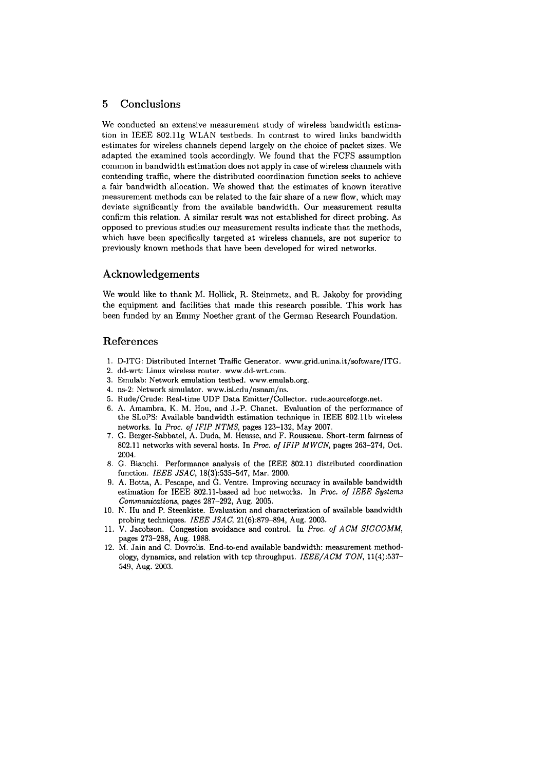## 5 Conclusions

We conducted an extensive measurement study of wireless bandwidth estimation in IEEE 802.11g WLAN testbeds. In contrast to wired links bandwidth estimates for wireless channels depend largely on the choice of packet sizes. We adapted the examined tools accordingly. We found that the FCFS assumption common in bandwidth estimation does not apply in case of wireless channels with contending traffic, where the distributed coordination function seeks to achieve a fair bandwidth allocation. We showed that the estimates of known iterative measurement methods can be related to the fair share of a new flow, which may deviate significantly from the available bandwidth. Our measurement results confirm this relation. A similar result was not established for direct probing. As opposed to previous studies our measurement results indicate that the methods, which have been specifically targeted at wireless channels, are not superior to previously known methods that have been developed for wired networks.

## Acknowledgements

We would like to thank M. Hollick, R. Steinmetz, and R. Jakoby for providing the equipment and facilities that made this research possible. This work has been funded by an Emmy Noether grant of the German Research Foundation.

## References

1. D-ITG: Distributed Internet Traffic Generator. www.grid.unina.it/software/ITG.
2. dd-wrt: Linux wireless router. www.dd-wrt.com.
3. Emulab: Network emulation testbed. www.emulab.org.
4. ns-2: Network simulator. www.isi.edu/nsnam/ns.
5. Rude/Crude: Real-time UDP Data Emitter/Collector. rude.sourceforge.net.
6. A. Amambra, K. M. Hou, and J.-P. Chanet. Evaluation of the performance of the SLoPS: Available bandwidth estimation technique in IEEE 802.11b wireless networks. In *Proc. of IFIP NTMS*, pages 123–132, May 2007.
7. G. Berger-Sabbatel, A. Duda, M. Heusse, and F. Rousseau. Short-term fairness of 802.11 networks with several hosts. In *Proc. of IFIP MWCN*, pages 263–274, Oct. 2004.
8. G. Bianchi. Performance analysis of the IEEE 802.11 distributed coordination function. *IEEE JSAC*, 18(3):535–547, Mar. 2000.
9. A. Botta, A. Pescape, and G. Ventre. Improving accuracy in available bandwidth estimation for IEEE 802.11-based ad hoc networks. In *Proc. of IEEE Systems Communications*, pages 287–292, Aug. 2005.
10. N. Hu and P. Steenkiste. Evaluation and characterization of available bandwidth probing techniques. *IEEE JSAC*, 21(6):879–894, Aug. 2003.
11. V. Jacobson. Congestion avoidance and control. In *Proc. of ACM SIGCOMM*, pages 273–288, Aug. 1988.
12. M. Jain and C. Dovrolis. End-to-end available bandwidth: measurement methodology, dynamics, and relation with tcp throughput. *IEEE/ACM TON*, 11(4):537–549, Aug. 2003.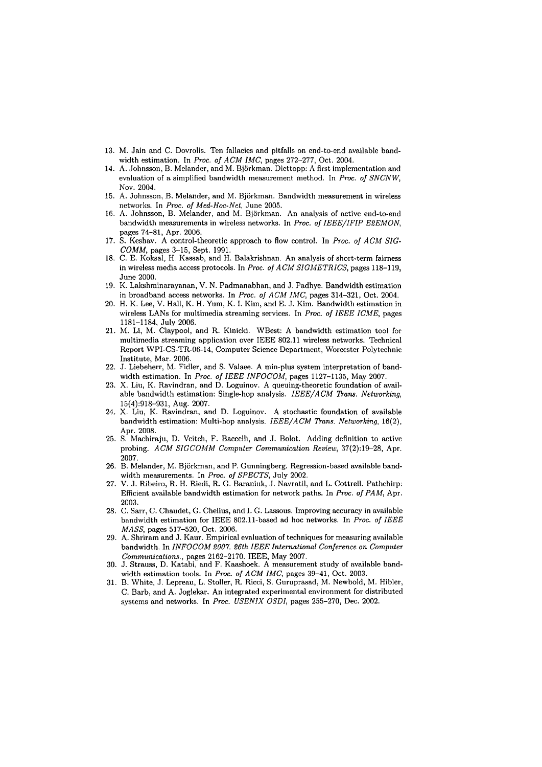13. M. Jain and C. Dovrolis. Ten fallacies and pitfalls on end-to-end available bandwidth estimation. In *Proc. of ACM IMC*, pages 272–277, Oct. 2004.
14. A. Johnsson, B. Melander, and M. Björkman. Diettopp: A first implementation and evaluation of a simplified bandwidth measurement method. In *Proc. of SNCNW*, Nov. 2004.
15. A. Johnsson, B. Melander, and M. Björkman. Bandwidth measurement in wireless networks. In *Proc. of Med-Hoc-Net*, June 2005.
16. A. Johnsson, B. Melander, and M. Björkman. An analysis of active end-to-end bandwidth measurements in wireless networks. In *Proc. of IEEE/IFIP E2EMON*, pages 74–81, Apr. 2006.
17. S. Keshav. A control-theoretic approach to flow control. In *Proc. of ACM SIGCOMM*, pages 3–15, Sept. 1991.
18. C. E. Koksal, H. Kassab, and H. Balakrishnan. An analysis of short-term fairness in wireless media access protocols. In *Proc. of ACM SIGMETRICS*, pages 118–119, June 2000.
19. K. Lakshminarayanan, V. N. Padmanabhan, and J. Padhye. Bandwidth estimation in broadband access networks. In *Proc. of ACM IMC*, pages 314–321, Oct. 2004.
20. H. K. Lee, V. Hall, K. H. Yum, K. I. Kim, and E. J. Kim. Bandwidth estimation in wireless LANs for multimedia streaming services. In *Proc. of IEEE ICME*, pages 1181–1184, July 2006.
21. M. Li, M. Claypool, and R. Kinicki. WBest: A bandwidth estimation tool for multimedia streaming application over IEEE 802.11 wireless networks. Technical Report WPI-CS-TR-06-14, Computer Science Department, Worcester Polytechnic Institute, Mar. 2006.
22. J. Liebeherr, M. Fidler, and S. Valaee. A min-plus system interpretation of bandwidth estimation. In *Proc. of IEEE INFOCOM*, pages 1127–1135, May 2007.
23. X. Liu, K. Ravindran, and D. Loguinov. A queuing-theoretic foundation of available bandwidth estimation: Single-hop analysis. *IEEE/ACM Trans. Networking*, 15(4):918–931, Aug. 2007.
24. X. Liu, K. Ravindran, and D. Loguinov. A stochastic foundation of available bandwidth estimation: Multi-hop analysis. *IEEE/ACM Trans. Networking*, 16(2), Apr. 2008.
25. S. Machiraju, D. Veitch, F. Baccelli, and J. Bolot. Adding definition to active probing. *ACM SIGCOMM Computer Communication Review*, 37(2):19–28, Apr. 2007.
26. B. Melander, M. Björkman, and P. Gunningberg. Regression-based available bandwidth measurements. In *Proc. of SPECTS*, July 2002.
27. V. J. Ribeiro, R. H. Riedi, R. G. Baraniuk, J. Navratil, and L. Cottrell. Pathchirp: Efficient available bandwidth estimation for network paths. In *Proc. of PAM*, Apr. 2003.
28. C. Sarr, C. Chaudet, G. Chelius, and I. G. Lassous. Improving accuracy in available bandwidth estimation for IEEE 802.11-based ad hoc networks. In *Proc. of IEEE MASS*, pages 517–520, Oct. 2006.
29. A. Shriram and J. Kaur. Empirical evaluation of techniques for measuring available bandwidth. In *INFOCOM 2007. 26th IEEE International Conference on Computer Communications.*, pages 2162–2170. IEEE, May 2007.
30. J. Strauss, D. Katabi, and F. Kaashoek. A measurement study of available bandwidth estimation tools. In *Proc. of ACM IMC*, pages 39–41, Oct. 2003.
31. B. White, J. Lepreau, L. Stoller, R. Ricci, S. Guruprasad, M. Newbold, M. Hibler, C. Barb, and A. Joglekar. An integrated experimental environment for distributed systems and networks. In *Proc. USENIX OSDI*, pages 255–270, Dec. 2002.